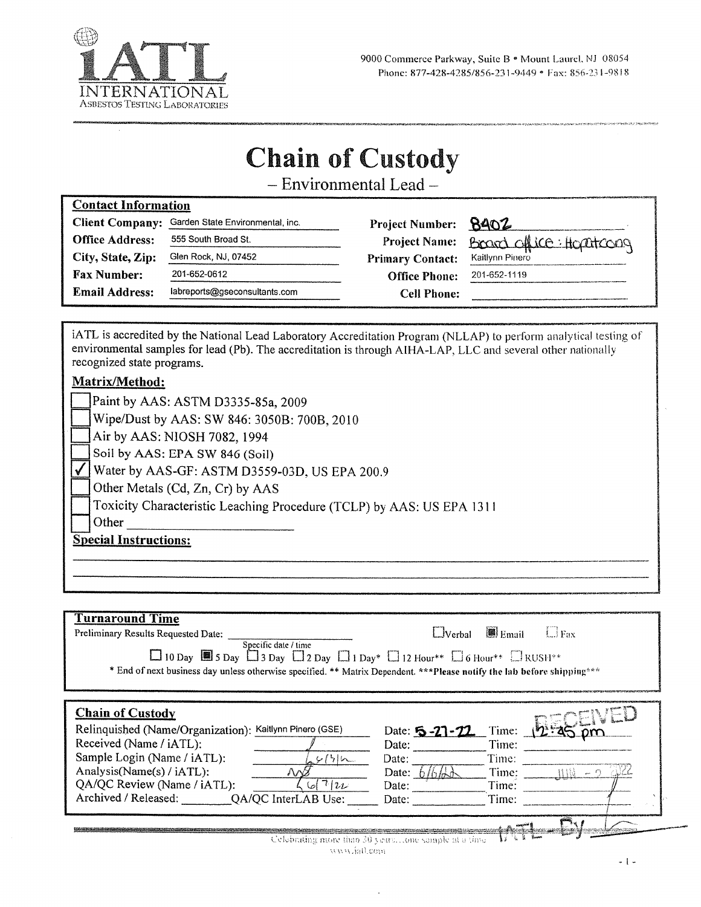**iATL INTERNATIONAL**
ASBESTOS TESTING LABORATORIES

9000 Commerce Parkway, Suite B • Mount Laurel, NJ 08054
Phone: 877-428-4285/856-231-9449 • Fax: 856-231-9818

# Chain of Custody

– Environmental Lead –

## Contact Information

| | | | |
|---|---|---|---|
| **Client Company:** | Garden State Environmental, inc. | **Project Number:** | 8402 |
| **Office Address:** | 555 South Broad St. | **Project Name:** | Board office : Hopatcong |
| **City, State, Zip:** | Glen Rock, NJ, 07452 | **Primary Contact:** | Kaitlynn Pinero |
| **Fax Number:** | 201-652-0612 | **Office Phone:** | 201-652-1119 |
| **Email Address:** | labreports@gseconsultants.com | **Cell Phone:** | |

iATL is accredited by the National Lead Laboratory Accreditation Program (NLLAP) to perform analytical testing of environmental samples for lead (Pb). The accreditation is through AIHA-LAP, LLC and several other nationally recognized state programs.

## Matrix/Method:

- [ ] Paint by AAS: ASTM D3335-85a, 2009
- [ ] Wipe/Dust by AAS: SW 846: 3050B: 700B, 2010
- [ ] Air by AAS: NIOSH 7082, 1994
- [ ] Soil by AAS: EPA SW 846 (Soil)
- [x] Water by AAS-GF: ASTM D3559-03D, US EPA 200.9
- [ ] Other Metals (Cd, Zn, Cr) by AAS
- [ ] Toxicity Characteristic Leaching Procedure (TCLP) by AAS: US EPA 1311
- [ ] Other ____________

## Special Instructions:

## Turnaround Time

Preliminary Results Requested Date: ____________ (Specific date / time)

☐ Verbal ■ Email ☐ Fax

☐ 10 Day ■ 5 Day ☐ 3 Day ☐ 2 Day ☐ 1 Day* ☐ 12 Hour** ☐ 6 Hour** ☐ RUSH**

\* End of next business day unless otherwise specified. ** Matrix Dependent. ***Please notify the lab before shipping***

## Chain of Custody

| | Name | Date | Time |
|---|---|---|---|
| Relinquished (Name/Organization): | Kaitlynn Pinero (GSE) | 5-27-22 | 12:45 pm |
| Received (Name / iATL): | | | |
| Sample Login (Name / iATL): | 6/3/22 | | |
| Analysis(Name(s) / iATL): | NB | 6/6/22 | |
| QA/QC Review (Name / iATL): | 6/7/22 | | |
| Archived / Released: ____ QA/QC InterLAB Use: ____ | | | |

RECEIVED JUN - 2 2022 iATL By

Celebrating more than 30 years....one sample at a time
www.iatl.com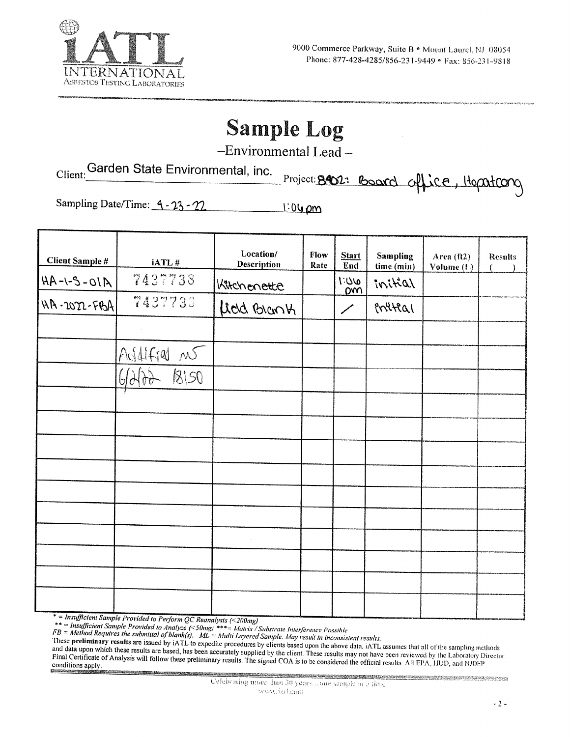iATL INTERNATIONAL ASBESTOS TESTING LABORATORIES

9000 Commerce Parkway, Suite B • Mount Laurel, NJ 08054
Phone: 877-428-4285/856-231-9449 • Fax: 856-231-9818

# Sample Log

## –Environmental Lead –

Client: Garden State Environmental, inc. Project: 8402: Board office, Hopatcong

Sampling Date/Time: 4-23-22 1:06pm

| Client Sample # | iATL # | Location/ Description | Flow Rate | Start End | Sampling time (min) | Area (ft2) Volume (L) | Results ( ) |
|---|---|---|---|---|---|---|---|
| HA-1-S-01A | 7437738 | Kitchenette | | 1:06 pm | initial | | |
| HA-2022-FBA | 7437739 | Field Blank | | / | initial | | |
| | | | | | | | |
| | Acidified MS | | | | | | |
| | 6/2/22 18:50 | | | | | | |
| | | | | | | | |
| | | | | | | | |
| | | | | | | | |
| | | | | | | | |
| | | | | | | | |
| | | | | | | | |
| | | | | | | | |
| | | | | | | | |
| | | | | | | | |
| | | | | | | | |

*\* = Insufficient Sample Provided to Perform QC Reanalysis (<200mg)*
*\*\* = Insufficient Sample Provided to Analyze (<50mg) \*\*\*= Matrix / Substrate Interference Possible*
*FB = Method Requires the submittal of blank(s). ML = Multi Layered Sample. May result in inconsistent results.*

These **preliminary results** are issued by iATL to expedite procedures by clients based upon the above data. iATL assumes that all of the sampling methods and data upon which these results are based, has been accurately supplied by the client. These results may not have been reviewed by the Laboratory Director. Final Certificate of Analysis will follow these preliminary results. The signed COA is to be considered the official results. All EPA, HUD, and NJDEP conditions apply.

Celebrating more than 30 years...one sample at a time.
www.iatl.com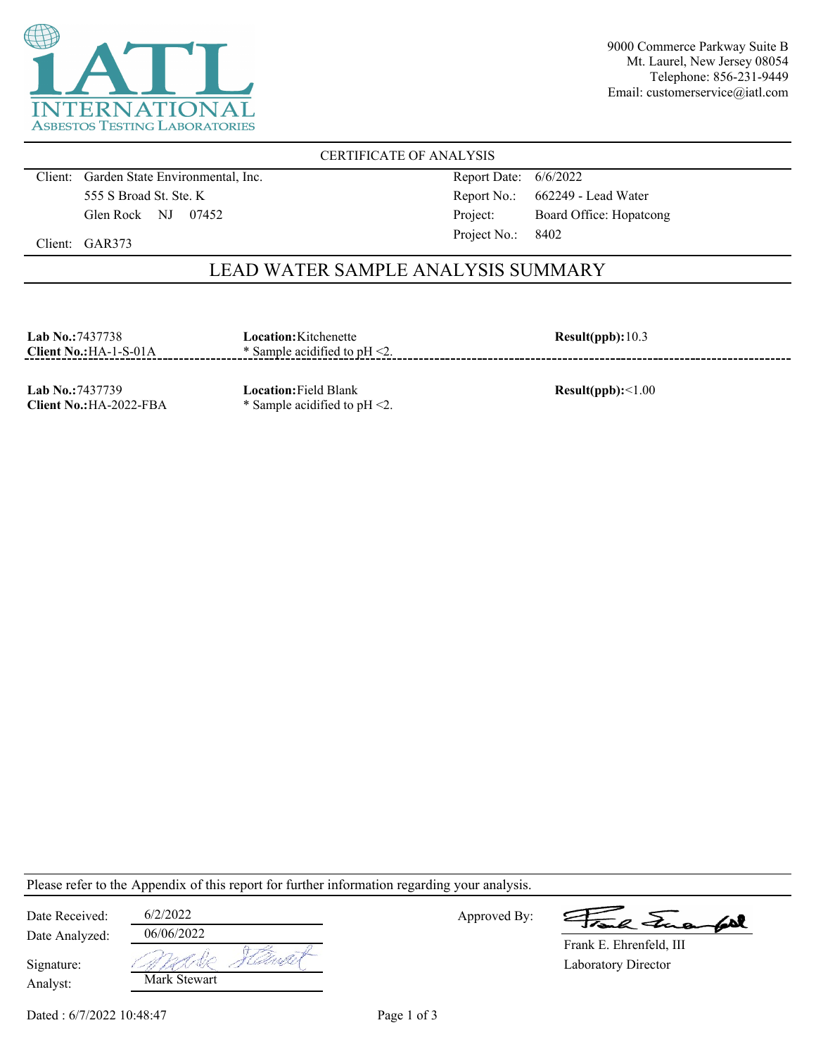9000 Commerce Parkway Suite B
Mt. Laurel, New Jersey 08054
Telephone: 856-231-9449
Email: customerservice@iatl.com

iATL INTERNATIONAL ASBESTOS TESTING LABORATORIES

CERTIFICATE OF ANALYSIS

| | |
|---|---|
| Client: Garden State Environmental, Inc. | Report Date: 6/6/2022 |
| 555 S Broad St. Ste. K | Report No.: 662249 - Lead Water |
| Glen Rock NJ 07452 | Project: Board Office: Hopatcong |
| Client: GAR373 | Project No.: 8402 |

## LEAD WATER SAMPLE ANALYSIS SUMMARY

| Lab No. / Client No. | Location | Result(ppb) |
|---|---|---|
| **Lab No.:** 7437738<br>**Client No.:** HA-1-S-01A | **Location:** Kitchenette<br>* Sample acidified to pH <2. | 10.3 |
| **Lab No.:** 7437739<br>**Client No.:** HA-2022-FBA | **Location:** Field Blank<br>* Sample acidified to pH <2. | <1.00 |

Please refer to the Appendix of this report for further information regarding your analysis.

| | | | |
|---|---|---|---|
| Date Received: | 6/2/2022 | Approved By: | Frank E. Ehrenfeld, III |
| Date Analyzed: | 06/06/2022 | | Laboratory Director |
| Signature: | | | |
| Analyst: | Mark Stewart | | |

Dated : 6/7/2022 10:48:47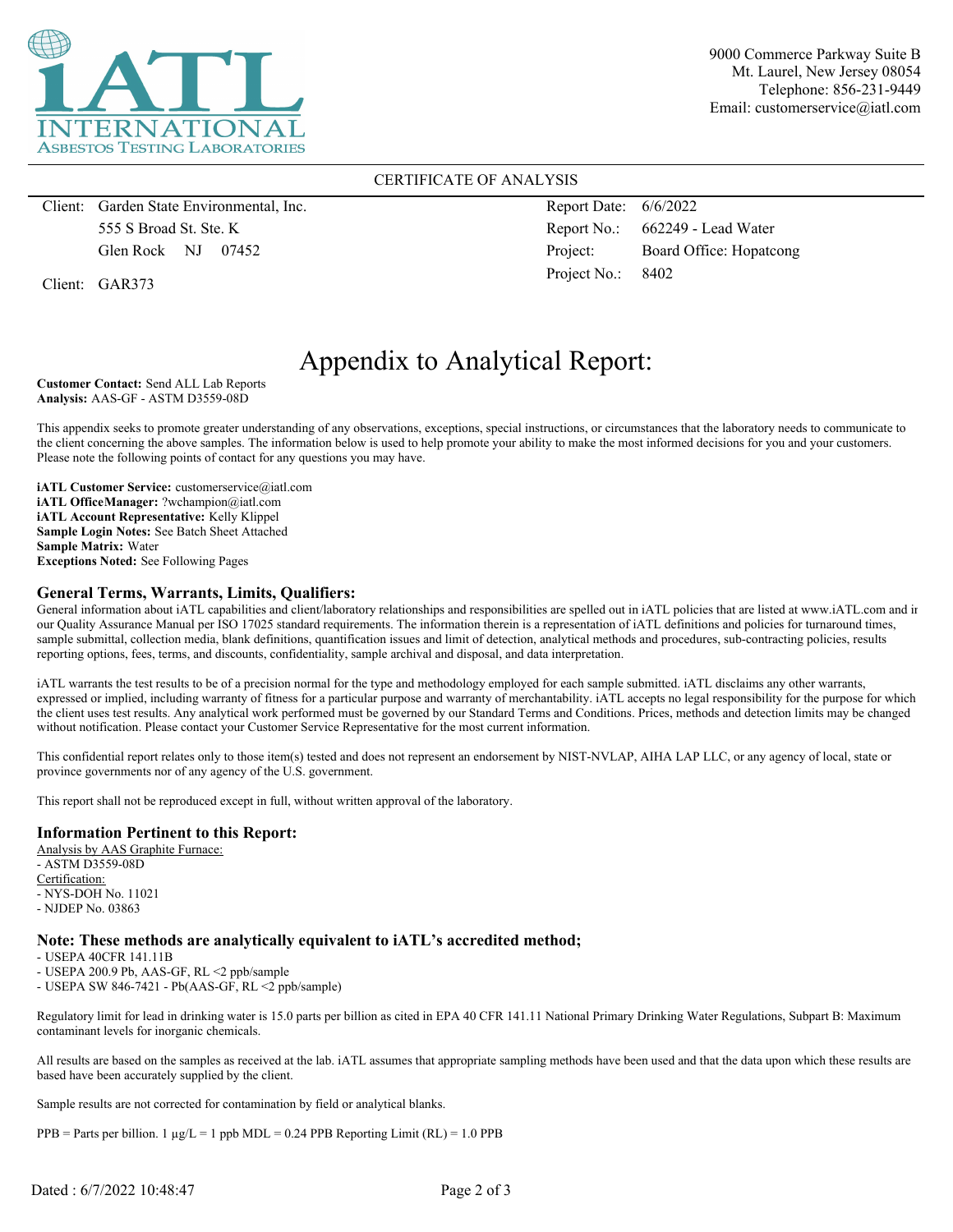iATL
INTERNATIONAL
ASBESTOS TESTING LABORATORIES

9000 Commerce Parkway Suite B
Mt. Laurel, New Jersey 08054
Telephone: 856-231-9449
Email: customerservice@iatl.com

CERTIFICATE OF ANALYSIS

| | | | |
|---|---|---|---|
| Client: | Garden State Environmental, Inc. | Report Date: | 6/6/2022 |
| | 555 S Broad St. Ste. K | Report No.: | 662249 - Lead Water |
| | Glen Rock NJ 07452 | Project: | Board Office: Hopatcong |
| Client: | GAR373 | Project No.: | 8402 |

# Appendix to Analytical Report:

**Customer Contact:** Send ALL Lab Reports
**Analysis:** AAS-GF - ASTM D3559-08D

This appendix seeks to promote greater understanding of any observations, exceptions, special instructions, or circumstances that the laboratory needs to communicate to the client concerning the above samples. The information below is used to help promote your ability to make the most informed decisions for you and your customers. Please note the following points of contact for any questions you may have.

**iATL Customer Service:** customerservice@iatl.com
**iATL OfficeManager:** ?wchampion@iatl.com
**iATL Account Representative:** Kelly Klippel
**Sample Login Notes:** See Batch Sheet Attached
**Sample Matrix:** Water
**Exceptions Noted:** See Following Pages

## General Terms, Warrants, Limits, Qualifiers:

General information about iATL capabilities and client/laboratory relationships and responsibilities are spelled out in iATL policies that are listed at www.iATL.com and in our Quality Assurance Manual per ISO 17025 standard requirements. The information therein is a representation of iATL definitions and policies for turnaround times, sample submittal, collection media, blank definitions, quantification issues and limit of detection, analytical methods and procedures, sub-contracting policies, results reporting options, fees, terms, and discounts, confidentiality, sample archival and disposal, and data interpretation.

iATL warrants the test results to be of a precision normal for the type and methodology employed for each sample submitted. iATL disclaims any other warrants, expressed or implied, including warranty of fitness for a particular purpose and warranty of merchantability. iATL accepts no legal responsibility for the purpose for which the client uses test results. Any analytical work performed must be governed by our Standard Terms and Conditions. Prices, methods and detection limits may be changed without notification. Please contact your Customer Service Representative for the most current information.

This confidential report relates only to those item(s) tested and does not represent an endorsement by NIST-NVLAP, AIHA LAP LLC, or any agency of local, state or province governments nor of any agency of the U.S. government.

This report shall not be reproduced except in full, without written approval of the laboratory.

## Information Pertinent to this Report:

Analysis by AAS Graphite Furnace:
- ASTM D3559-08D

Certification:
- NYS-DOH No. 11021
- NJDEP No. 03863

## Note: These methods are analytically equivalent to iATL's accredited method;

- USEPA 40CFR 141.11B
- USEPA 200.9 Pb, AAS-GF, RL <2 ppb/sample
- USEPA SW 846-7421 - Pb(AAS-GF, RL <2 ppb/sample)

Regulatory limit for lead in drinking water is 15.0 parts per billion as cited in EPA 40 CFR 141.11 National Primary Drinking Water Regulations, Subpart B: Maximum contaminant levels for inorganic chemicals.

All results are based on the samples as received at the lab. iATL assumes that appropriate sampling methods have been used and that the data upon which these results are based have been accurately supplied by the client.

Sample results are not corrected for contamination by field or analytical blanks.

PPB = Parts per billion. 1 µg/L = 1 ppb MDL = 0.24 PPB Reporting Limit (RL) = 1.0 PPB

Dated : 6/7/2022 10:48:47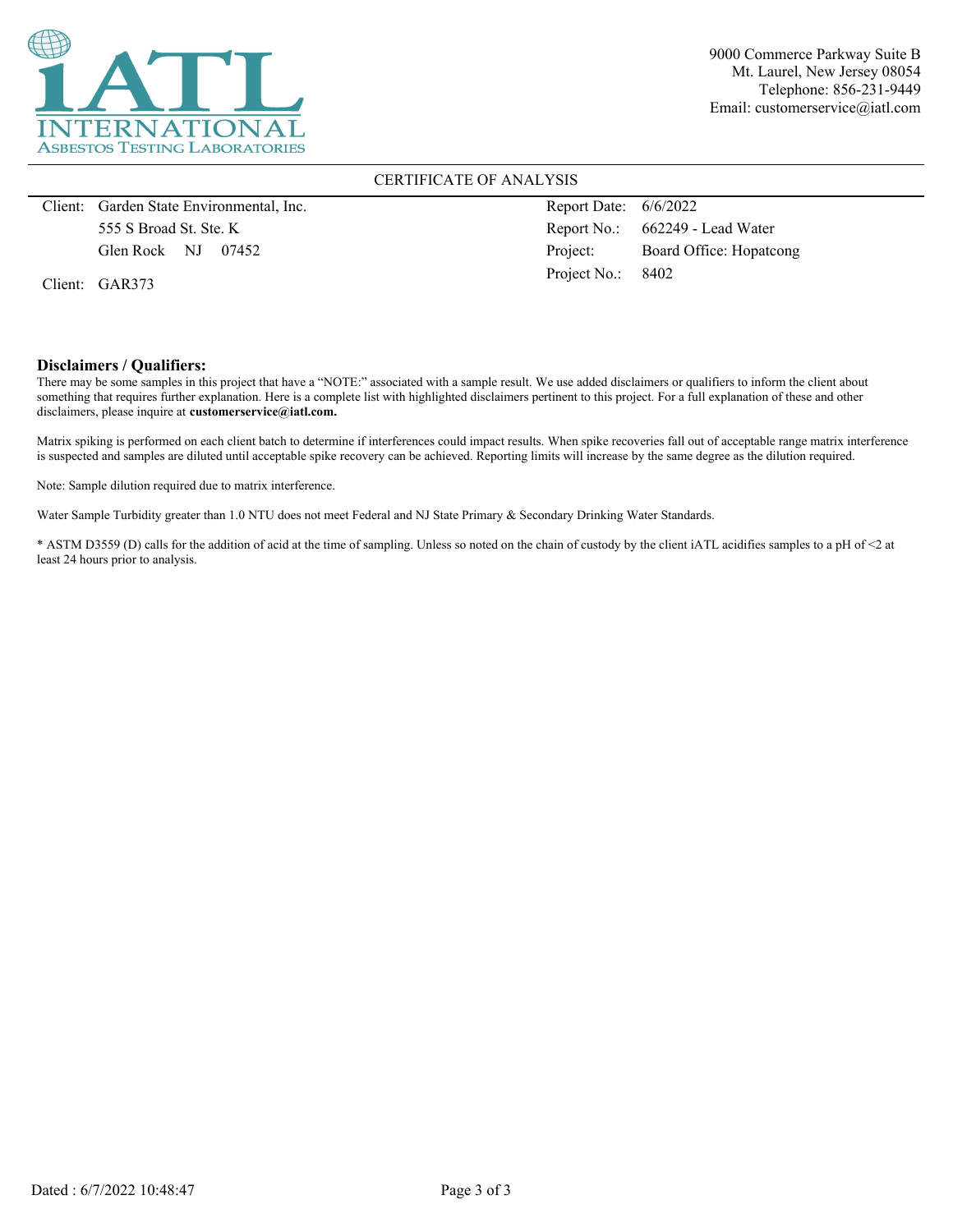**iATL INTERNATIONAL ASBESTOS TESTING LABORATORIES**

9000 Commerce Parkway Suite B
Mt. Laurel, New Jersey 08054
Telephone: 856-231-9449
Email: customerservice@iatl.com

CERTIFICATE OF ANALYSIS

| | | | |
|---|---|---|---|
| Client: | Garden State Environmental, Inc. | Report Date: | 6/6/2022 |
| | 555 S Broad St. Ste. K | Report No.: | 662249 - Lead Water |
| | Glen Rock NJ 07452 | Project: | Board Office: Hopatcong |
| Client: | GAR373 | Project No.: | 8402 |

**Disclaimers / Qualifiers:**

There may be some samples in this project that have a "NOTE:" associated with a sample result. We use added disclaimers or qualifiers to inform the client about something that requires further explanation. Here is a complete list with highlighted disclaimers pertinent to this project. For a full explanation of these and other disclaimers, please inquire at **customerservice@iatl.com.**

Matrix spiking is performed on each client batch to determine if interferences could impact results. When spike recoveries fall out of acceptable range matrix interference is suspected and samples are diluted until acceptable spike recovery can be achieved. Reporting limits will increase by the same degree as the dilution required.

Note: Sample dilution required due to matrix interference.

Water Sample Turbidity greater than 1.0 NTU does not meet Federal and NJ State Primary & Secondary Drinking Water Standards.

* ASTM D3559 (D) calls for the addition of acid at the time of sampling. Unless so noted on the chain of custody by the client iATL acidifies samples to a pH of <2 at least 24 hours prior to analysis.

Dated : 6/7/2022 10:48:47